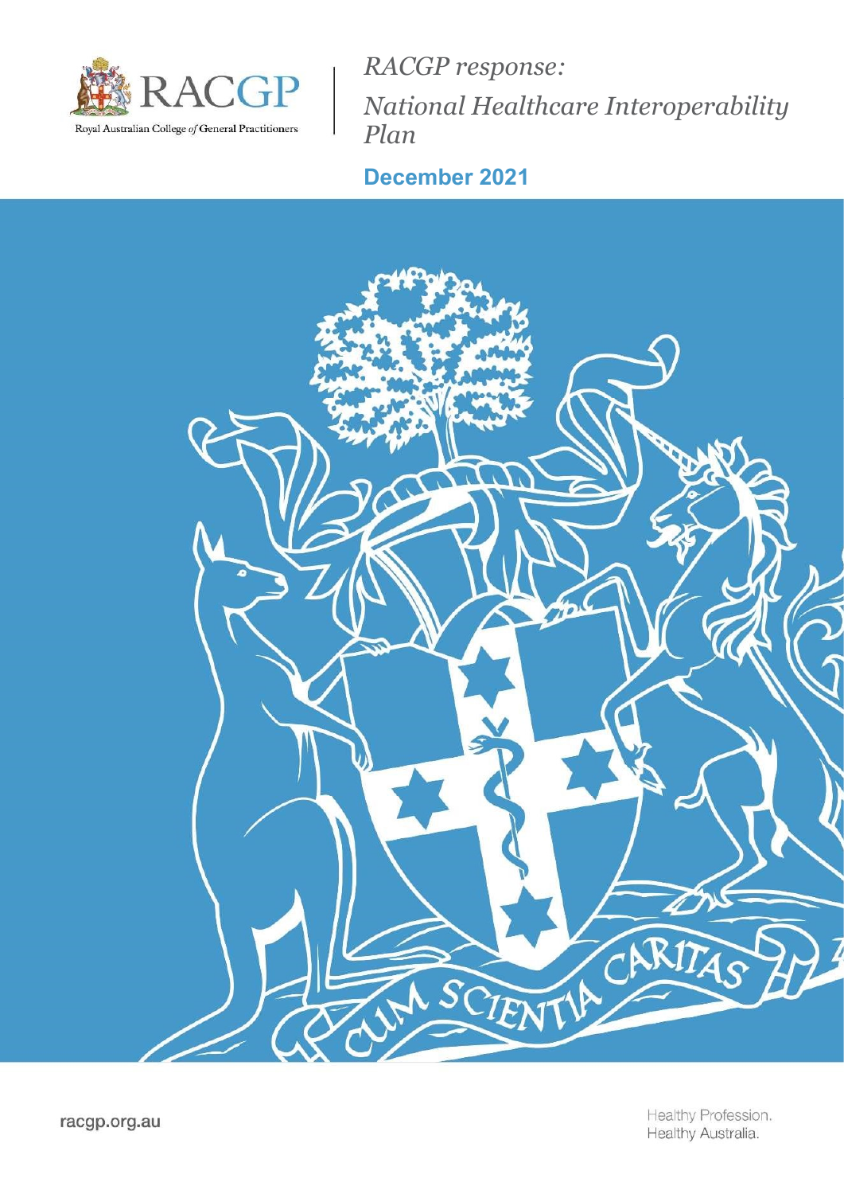Royal Australian College of General Practitioners

# *RACGP response: National Healthcare Interoperability Plan*

## December 2021

racgp.org.au

Healthy Profession.
Healthy Australia.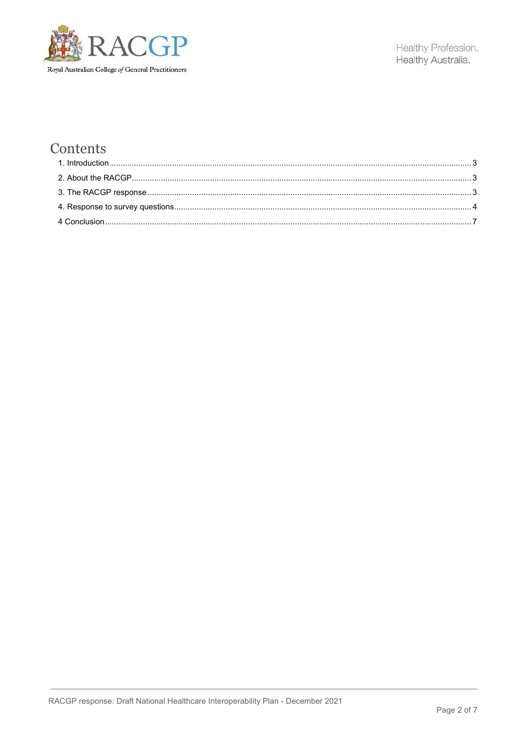# Contents

1. Introduction .......... 3
2. About the RACGP .......... 3
3. The RACGP response .......... 3
4. Response to survey questions .......... 4
4 Conclusion .......... 7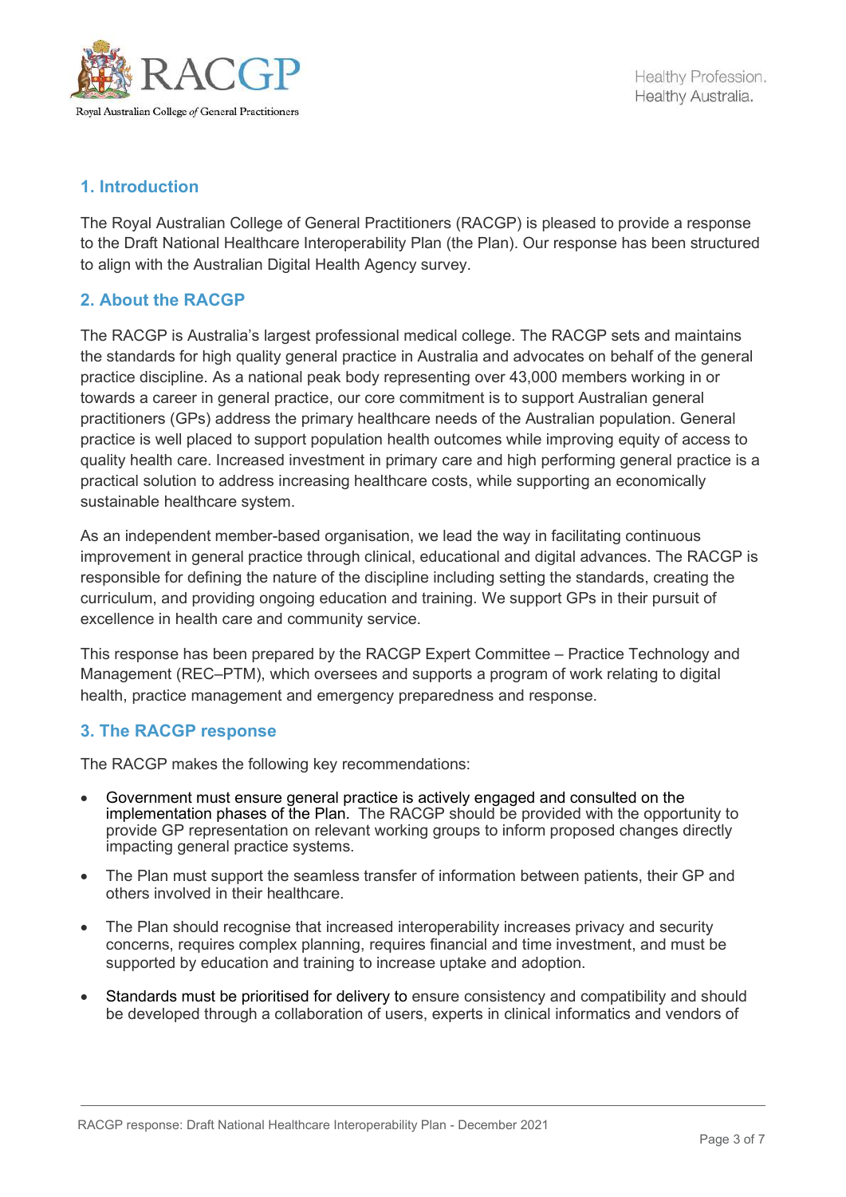## 1. Introduction

The Royal Australian College of General Practitioners (RACGP) is pleased to provide a response to the Draft National Healthcare Interoperability Plan (the Plan). Our response has been structured to align with the Australian Digital Health Agency survey.

## 2. About the RACGP

The RACGP is Australia's largest professional medical college. The RACGP sets and maintains the standards for high quality general practice in Australia and advocates on behalf of the general practice discipline. As a national peak body representing over 43,000 members working in or towards a career in general practice, our core commitment is to support Australian general practitioners (GPs) address the primary healthcare needs of the Australian population. General practice is well placed to support population health outcomes while improving equity of access to quality health care. Increased investment in primary care and high performing general practice is a practical solution to address increasing healthcare costs, while supporting an economically sustainable healthcare system.

As an independent member-based organisation, we lead the way in facilitating continuous improvement in general practice through clinical, educational and digital advances. The RACGP is responsible for defining the nature of the discipline including setting the standards, creating the curriculum, and providing ongoing education and training. We support GPs in their pursuit of excellence in health care and community service.

This response has been prepared by the RACGP Expert Committee – Practice Technology and Management (REC–PTM), which oversees and supports a program of work relating to digital health, practice management and emergency preparedness and response.

## 3. The RACGP response

The RACGP makes the following key recommendations:

- Government must ensure general practice is actively engaged and consulted on the implementation phases of the Plan. The RACGP should be provided with the opportunity to provide GP representation on relevant working groups to inform proposed changes directly impacting general practice systems.
- The Plan must support the seamless transfer of information between patients, their GP and others involved in their healthcare.
- The Plan should recognise that increased interoperability increases privacy and security concerns, requires complex planning, requires financial and time investment, and must be supported by education and training to increase uptake and adoption.
- Standards must be prioritised for delivery to ensure consistency and compatibility and should be developed through a collaboration of users, experts in clinical informatics and vendors of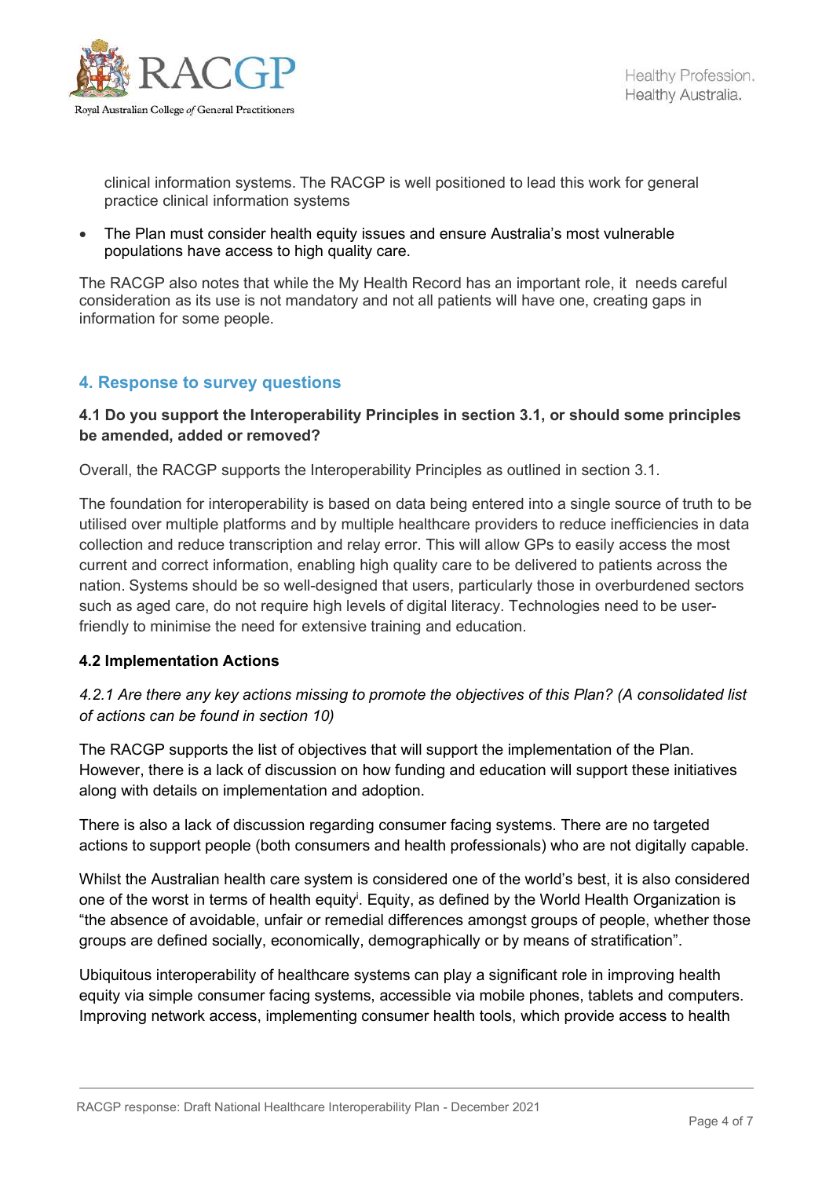clinical information systems. The RACGP is well positioned to lead this work for general practice clinical information systems

- The Plan must consider health equity issues and ensure Australia's most vulnerable populations have access to high quality care.

The RACGP also notes that while the My Health Record has an important role, it needs careful consideration as its use is not mandatory and not all patients will have one, creating gaps in information for some people.

## 4. Response to survey questions

### 4.1 Do you support the Interoperability Principles in section 3.1, or should some principles be amended, added or removed?

Overall, the RACGP supports the Interoperability Principles as outlined in section 3.1.

The foundation for interoperability is based on data being entered into a single source of truth to be utilised over multiple platforms and by multiple healthcare providers to reduce inefficiencies in data collection and reduce transcription and relay error. This will allow GPs to easily access the most current and correct information, enabling high quality care to be delivered to patients across the nation. Systems should be so well-designed that users, particularly those in overburdened sectors such as aged care, do not require high levels of digital literacy. Technologies need to be user-friendly to minimise the need for extensive training and education.

### 4.2 Implementation Actions

*4.2.1 Are there any key actions missing to promote the objectives of this Plan? (A consolidated list of actions can be found in section 10)*

The RACGP supports the list of objectives that will support the implementation of the Plan. However, there is a lack of discussion on how funding and education will support these initiatives along with details on implementation and adoption.

There is also a lack of discussion regarding consumer facing systems. There are no targeted actions to support people (both consumers and health professionals) who are not digitally capable.

Whilst the Australian health care system is considered one of the world's best, it is also considered one of the worst in terms of health equity[i]. Equity, as defined by the World Health Organization is "the absence of avoidable, unfair or remedial differences amongst groups of people, whether those groups are defined socially, economically, demographically or by means of stratification".

Ubiquitous interoperability of healthcare systems can play a significant role in improving health equity via simple consumer facing systems, accessible via mobile phones, tablets and computers. Improving network access, implementing consumer health tools, which provide access to health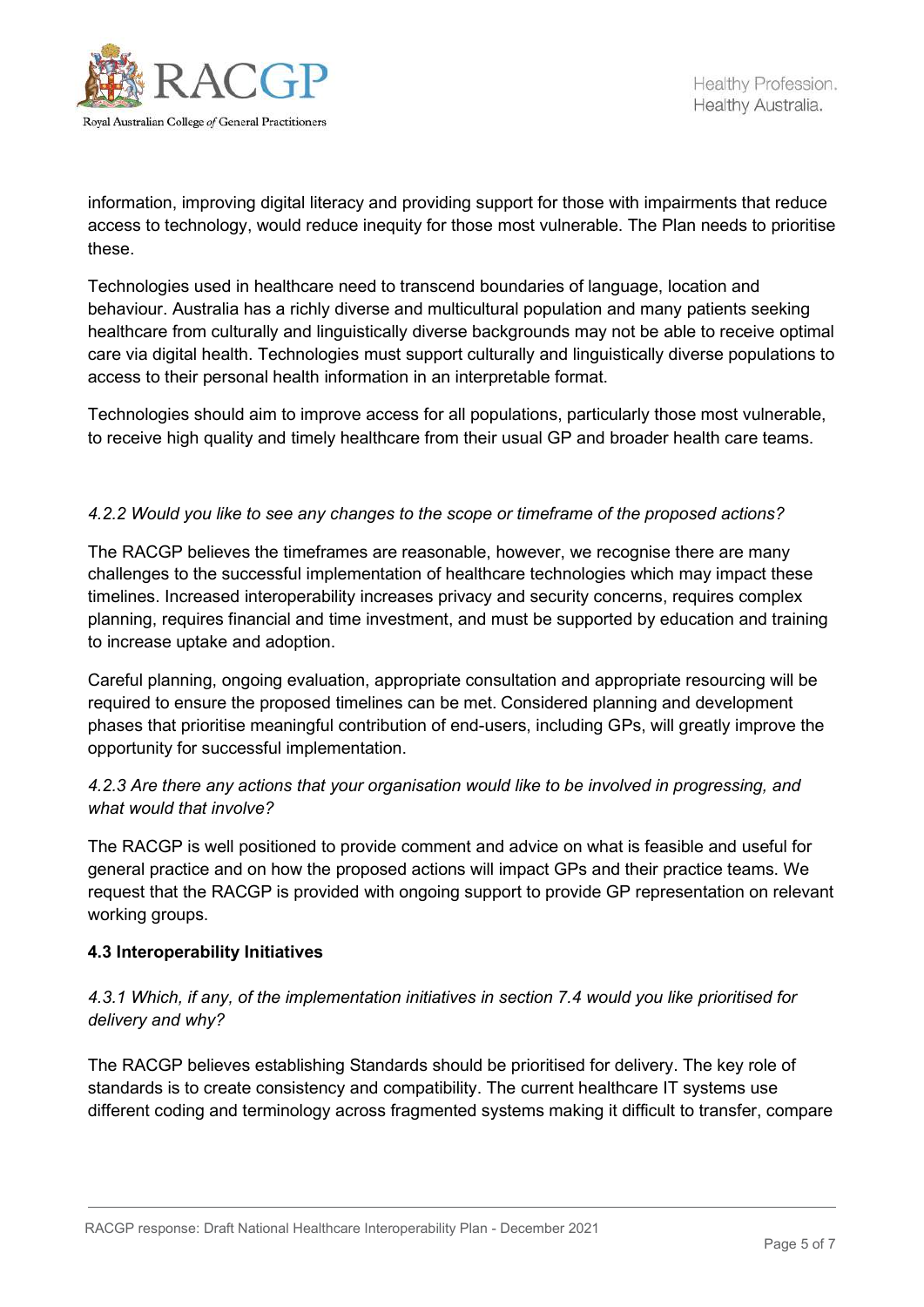information, improving digital literacy and providing support for those with impairments that reduce access to technology, would reduce inequity for those most vulnerable. The Plan needs to prioritise these.

Technologies used in healthcare need to transcend boundaries of language, location and behaviour. Australia has a richly diverse and multicultural population and many patients seeking healthcare from culturally and linguistically diverse backgrounds may not be able to receive optimal care via digital health. Technologies must support culturally and linguistically diverse populations to access to their personal health information in an interpretable format.

Technologies should aim to improve access for all populations, particularly those most vulnerable, to receive high quality and timely healthcare from their usual GP and broader health care teams.

*4.2.2 Would you like to see any changes to the scope or timeframe of the proposed actions?*

The RACGP believes the timeframes are reasonable, however, we recognise there are many challenges to the successful implementation of healthcare technologies which may impact these timelines. Increased interoperability increases privacy and security concerns, requires complex planning, requires financial and time investment, and must be supported by education and training to increase uptake and adoption.

Careful planning, ongoing evaluation, appropriate consultation and appropriate resourcing will be required to ensure the proposed timelines can be met. Considered planning and development phases that prioritise meaningful contribution of end-users, including GPs, will greatly improve the opportunity for successful implementation.

*4.2.3 Are there any actions that your organisation would like to be involved in progressing, and what would that involve?*

The RACGP is well positioned to provide comment and advice on what is feasible and useful for general practice and on how the proposed actions will impact GPs and their practice teams. We request that the RACGP is provided with ongoing support to provide GP representation on relevant working groups.

**4.3 Interoperability Initiatives**

*4.3.1 Which, if any, of the implementation initiatives in section 7.4 would you like prioritised for delivery and why?*

The RACGP believes establishing Standards should be prioritised for delivery. The key role of standards is to create consistency and compatibility. The current healthcare IT systems use different coding and terminology across fragmented systems making it difficult to transfer, compare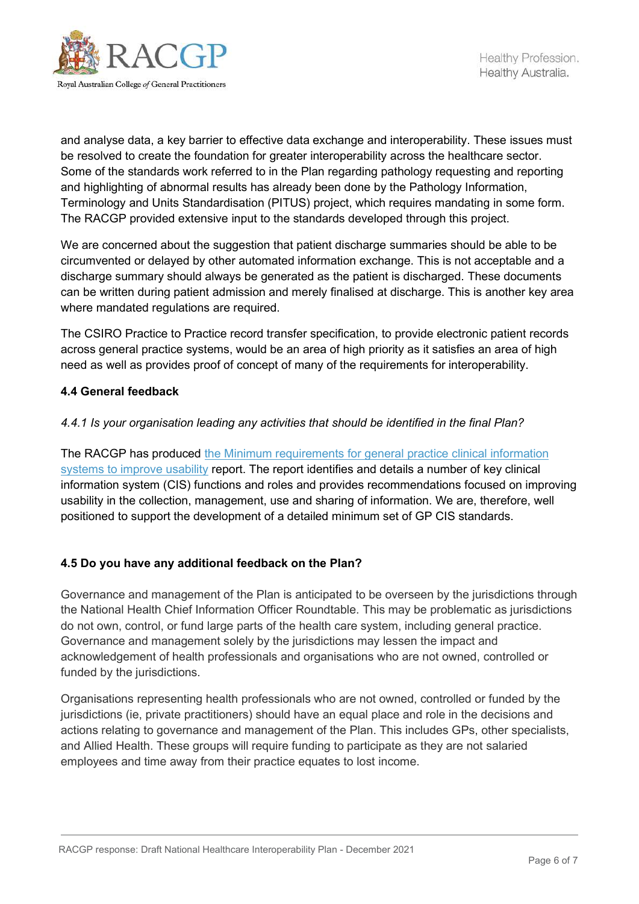and analyse data, a key barrier to effective data exchange and interoperability. These issues must be resolved to create the foundation for greater interoperability across the healthcare sector. Some of the standards work referred to in the Plan regarding pathology requesting and reporting and highlighting of abnormal results has already been done by the Pathology Information, Terminology and Units Standardisation (PITUS) project, which requires mandating in some form. The RACGP provided extensive input to the standards developed through this project.

We are concerned about the suggestion that patient discharge summaries should be able to be circumvented or delayed by other automated information exchange. This is not acceptable and a discharge summary should always be generated as the patient is discharged. These documents can be written during patient admission and merely finalised at discharge. This is another key area where mandated regulations are required.

The CSIRO Practice to Practice record transfer specification, to provide electronic patient records across general practice systems, would be an area of high priority as it satisfies an area of high need as well as provides proof of concept of many of the requirements for interoperability.

**4.4 General feedback**

*4.4.1 Is your organisation leading any activities that should be identified in the final Plan?*

The RACGP has produced the Minimum requirements for general practice clinical information systems to improve usability report. The report identifies and details a number of key clinical information system (CIS) functions and roles and provides recommendations focused on improving usability in the collection, management, use and sharing of information. We are, therefore, well positioned to support the development of a detailed minimum set of GP CIS standards.

**4.5 Do you have any additional feedback on the Plan?**

Governance and management of the Plan is anticipated to be overseen by the jurisdictions through the National Health Chief Information Officer Roundtable. This may be problematic as jurisdictions do not own, control, or fund large parts of the health care system, including general practice. Governance and management solely by the jurisdictions may lessen the impact and acknowledgement of health professionals and organisations who are not owned, controlled or funded by the jurisdictions.

Organisations representing health professionals who are not owned, controlled or funded by the jurisdictions (ie, private practitioners) should have an equal place and role in the decisions and actions relating to governance and management of the Plan. This includes GPs, other specialists, and Allied Health. These groups will require funding to participate as they are not salaried employees and time away from their practice equates to lost income.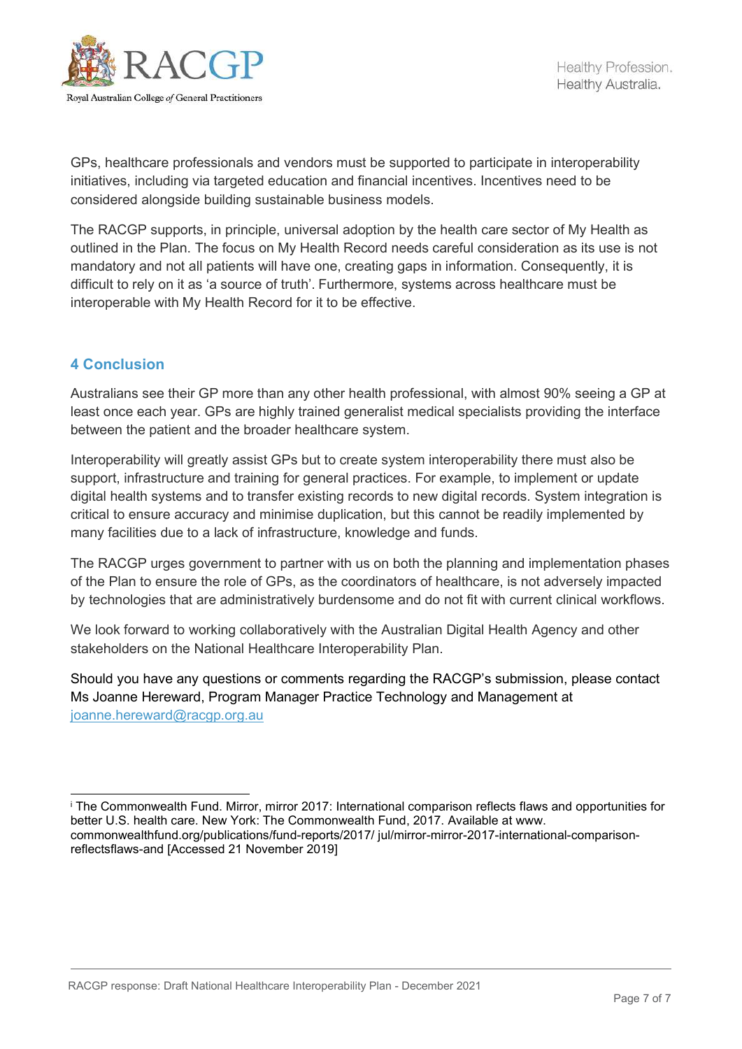GPs, healthcare professionals and vendors must be supported to participate in interoperability initiatives, including via targeted education and financial incentives. Incentives need to be considered alongside building sustainable business models.

The RACGP supports, in principle, universal adoption by the health care sector of My Health as outlined in the Plan. The focus on My Health Record needs careful consideration as its use is not mandatory and not all patients will have one, creating gaps in information. Consequently, it is difficult to rely on it as 'a source of truth'. Furthermore, systems across healthcare must be interoperable with My Health Record for it to be effective.

## 4 Conclusion

Australians see their GP more than any other health professional, with almost 90% seeing a GP at least once each year. GPs are highly trained generalist medical specialists providing the interface between the patient and the broader healthcare system.

Interoperability will greatly assist GPs but to create system interoperability there must also be support, infrastructure and training for general practices. For example, to implement or update digital health systems and to transfer existing records to new digital records. System integration is critical to ensure accuracy and minimise duplication, but this cannot be readily implemented by many facilities due to a lack of infrastructure, knowledge and funds.

The RACGP urges government to partner with us on both the planning and implementation phases of the Plan to ensure the role of GPs, as the coordinators of healthcare, is not adversely impacted by technologies that are administratively burdensome and do not fit with current clinical workflows.

We look forward to working collaboratively with the Australian Digital Health Agency and other stakeholders on the National Healthcare Interoperability Plan.

Should you have any questions or comments regarding the RACGP's submission, please contact Ms Joanne Hereward, Program Manager Practice Technology and Management at joanne.hereward@racgp.org.au

---

[i] The Commonwealth Fund. Mirror, mirror 2017: International comparison reflects flaws and opportunities for better U.S. health care. New York: The Commonwealth Fund, 2017. Available at www. commonwealthfund.org/publications/fund-reports/2017/ jul/mirror-mirror-2017-international-comparison-reflectsflaws-and [Accessed 21 November 2019]